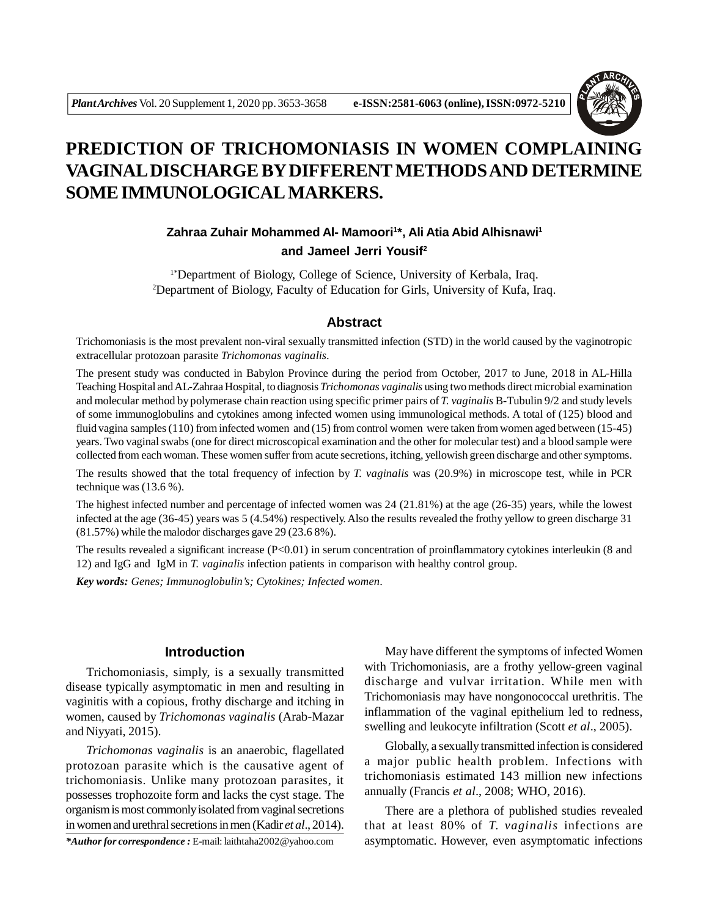# PREDICTION OF TRICHOMONIASIS IN WOMEN COMPLAINING VAGINAL DISCHARGE BY DIFFERENT METHODS AND DETERMINE SOME IMMUNOLOGICAL MARKERS.

**Zahraa Zuhair Mohammed Al- Mamoori[1]*, Ali Atia Abid Alhisnawi[1] and Jameel Jerri Yousif[2]**

[1*]Department of Biology, College of Science, University of Kerbala, Iraq.
[2]Department of Biology, Faculty of Education for Girls, University of Kufa, Iraq.

## Abstract

Trichomoniasis is the most prevalent non-viral sexually transmitted infection (STD) in the world caused by the vaginotropic extracellular protozoan parasite *Trichomonas vaginalis*.

The present study was conducted in Babylon Province during the period from October, 2017 to June, 2018 in AL-Hilla Teaching Hospital and AL-Zahraa Hospital, to diagnosis *Trichomonas vaginalis* using two methods direct microbial examination and molecular method by polymerase chain reaction using specific primer pairs of *T. vaginalis* B-Tubulin 9/2 and study levels of some immunoglobulins and cytokines among infected women using immunological methods. A total of (125) blood and fluid vagina samples (110) from infected women and (15) from control women were taken from women aged between (15-45) years. Two vaginal swabs (one for direct microscopical examination and the other for molecular test) and a blood sample were collected from each woman. These women suffer from acute secretions, itching, yellowish green discharge and other symptoms.

The results showed that the total frequency of infection by *T. vaginalis* was (20.9%) in microscope test, while in PCR technique was (13.6 %).

The highest infected number and percentage of infected women was 24 (21.81%) at the age (26-35) years, while the lowest infected at the age (36-45) years was 5 (4.54%) respectively. Also the results revealed the frothy yellow to green discharge 31 (81.57%) while the malodor discharges gave 29 (23.6 8%).

The results revealed a significant increase ($P<0.01$) in serum concentration of proinflammatory cytokines interleukin (8 and 12) and IgG and IgM in *T. vaginalis* infection patients in comparison with healthy control group.

***Key words:*** *Genes; Immunoglobulin's; Cytokines; Infected women*.

## Introduction

Trichomoniasis, simply, is a sexually transmitted disease typically asymptomatic in men and resulting in vaginitis with a copious, frothy discharge and itching in women, caused by *Trichomonas vaginalis* (Arab-Mazar and Niyyati, 2015).

*Trichomonas vaginalis* is an anaerobic, flagellated protozoan parasite which is the causative agent of trichomoniasis. Unlike many protozoan parasites, it possesses trophozoite form and lacks the cyst stage. The organism is most commonly isolated from vaginal secretions in women and urethral secretions in men (Kadir *et al*., 2014).

May have different the symptoms of infected Women with Trichomoniasis, are a frothy yellow-green vaginal discharge and vulvar irritation. While men with Trichomoniasis may have nongonococcal urethritis. The inflammation of the vaginal epithelium led to redness, swelling and leukocyte infiltration (Scott *et al*., 2005).

Globally, a sexually transmitted infection is considered a major public health problem. Infections with trichomoniasis estimated 143 million new infections annually (Francis *et al*., 2008; WHO, 2016).

There are a plethora of published studies revealed that at least 80% of *T. vaginalis* infections are asymptomatic. However, even asymptomatic infections

***Author for correspondence :** E-mail: laithtaha2002@yahoo.com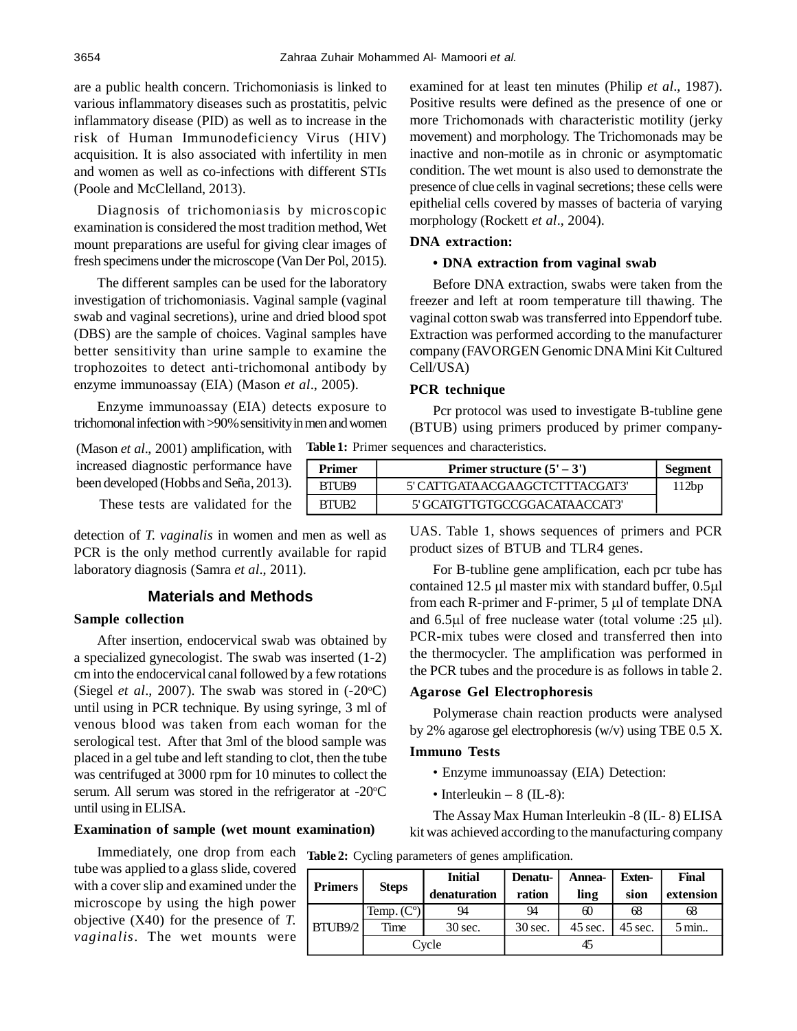are a public health concern. Trichomoniasis is linked to various inflammatory diseases such as prostatitis, pelvic inflammatory disease (PID) as well as to increase in the risk of Human Immunodeficiency Virus (HIV) acquisition. It is also associated with infertility in men and women as well as co-infections with different STIs (Poole and McClelland, 2013).

Diagnosis of trichomoniasis by microscopic examination is considered the most tradition method, Wet mount preparations are useful for giving clear images of fresh specimens under the microscope (Van Der Pol, 2015).

The different samples can be used for the laboratory investigation of trichomoniasis. Vaginal sample (vaginal swab and vaginal secretions), urine and dried blood spot (DBS) are the sample of choices. Vaginal samples have better sensitivity than urine sample to examine the trophozoites to detect anti-trichomonal antibody by enzyme immunoassay (EIA) (Mason *et al*., 2005).

Enzyme immunoassay (EIA) detects exposure to trichomonal infection with >90% sensitivity in men and women (Mason *et al*., 2001) amplification, with increased diagnostic performance have been developed (Hobbs and Seña, 2013).

These tests are validated for the detection of *T. vaginalis* in women and men as well as PCR is the only method currently available for rapid laboratory diagnosis (Samra *et al*., 2011).

## Materials and Methods

### Sample collection

After insertion, endocervical swab was obtained by a specialized gynecologist. The swab was inserted (1-2) cm into the endocervical canal followed by a few rotations (Siegel *et al*., 2007). The swab was stored in (-20°C) until using in PCR technique. By using syringe, 3 ml of venous blood was taken from each woman for the serological test. After that 3ml of the blood sample was placed in a gel tube and left standing to clot, then the tube was centrifuged at 3000 rpm for 10 minutes to collect the serum. All serum was stored in the refrigerator at -20°C until using in ELISA.

### Examination of sample (wet mount examination)

Immediately, one drop from each tube was applied to a glass slide, covered with a cover slip and examined under the microscope by using the high power objective (X40) for the presence of *T. vaginalis*. The wet mounts were examined for at least ten minutes (Philip *et al*., 1987). Positive results were defined as the presence of one or more Trichomonads with characteristic motility (jerky movement) and morphology. The Trichomonads may be inactive and non-motile as in chronic or asymptomatic condition. The wet mount is also used to demonstrate the presence of clue cells in vaginal secretions; these cells were epithelial cells covered by masses of bacteria of varying morphology (Rockett *et al*., 2004).

### DNA extraction:

**• DNA extraction from vaginal swab**

Before DNA extraction, swabs were taken from the freezer and left at room temperature till thawing. The vaginal cotton swab was transferred into Eppendorf tube. Extraction was performed according to the manufacturer company (FAVORGEN Genomic DNA Mini Kit Cultured Cell/USA)

### PCR technique

Pcr protocol was used to investigate B-tubline gene (BTUB) using primers produced by primer company-UAS. Table 1, shows sequences of primers and PCR product sizes of BTUB and TLR4 genes.

**Table 1:** Primer sequences and characteristics.

| Primer | Primer structure (5' – 3') | Segment |
|---|---|---|
| BTUB9 | 5' CATTGATAACGAAGCTCTTTACGAT3' | 112bp |
| BTUB2 | 5' GCATGTTGTGCCGGACATAACCAT3' | |

For B-tubline gene amplification, each pcr tube has contained 12.5 μl master mix with standard buffer, 0.5μl from each R-primer and F-primer, 5 μl of template DNA and 6.5μl of free nuclease water (total volume :25 μl). PCR-mix tubes were closed and transferred then into the thermocycler. The amplification was performed in the PCR tubes and the procedure is as follows in table 2.

**Table 2:** Cycling parameters of genes amplification.

| Primers | Steps | Initial denaturation | Denatu-ration | Annea-ling | Exten-sion | Final extension |
|---|---|---|---|---|---|---|
| BTUB9/2 | Temp. (C°) | 94 | 94 | 60 | 68 | 68 |
| | Time | 30 sec. | 30 sec. | 45 sec. | 45 sec. | 5 min.. |
| | Cycle | | 45 | | | |

### Agarose Gel Electrophoresis

Polymerase chain reaction products were analysed by 2% agarose gel electrophoresis (w/v) using TBE 0.5 X.

### Immuno Tests

- Enzyme immunoassay (EIA) Detection:
- Interleukin – 8 (IL-8):

The Assay Max Human Interleukin -8 (IL- 8) ELISA kit was achieved according to the manufacturing company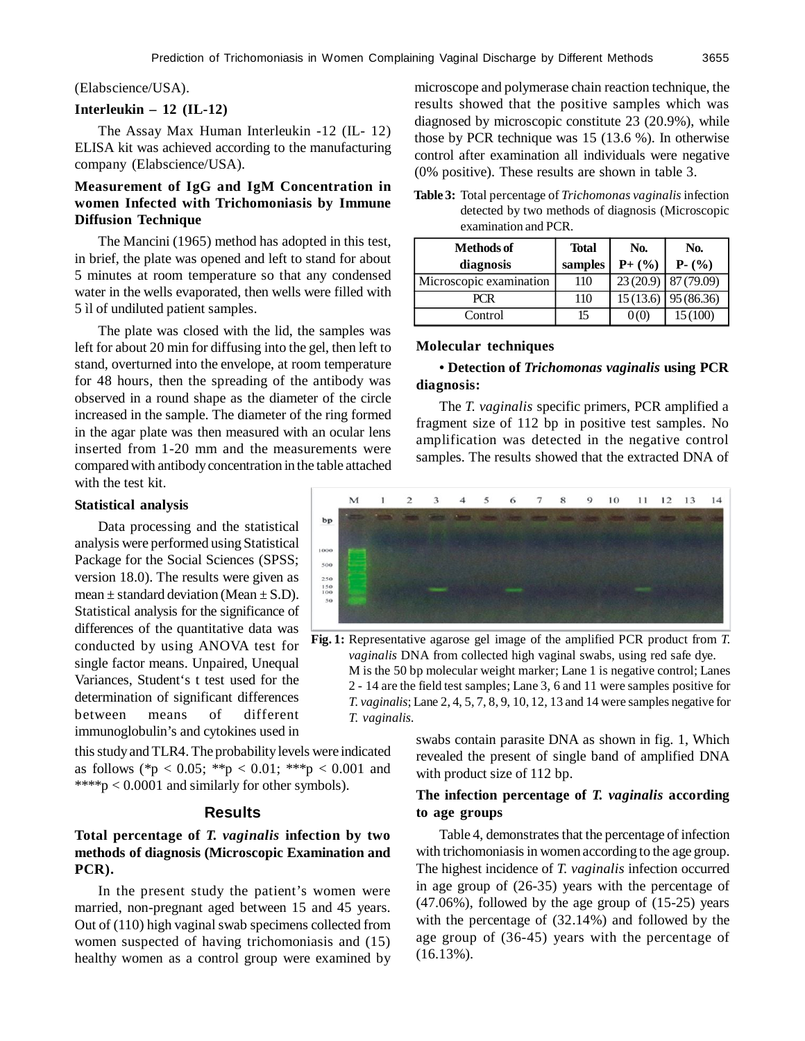(Elabscience/USA).

**Interleukin – 12 (IL-12)**

The Assay Max Human Interleukin -12 (IL- 12) ELISA kit was achieved according to the manufacturing company (Elabscience/USA).

**Measurement of IgG and IgM Concentration in women Infected with Trichomoniasis by Immune Diffusion Technique**

The Mancini (1965) method has adopted in this test, in brief, the plate was opened and left to stand for about 5 minutes at room temperature so that any condensed water in the wells evaporated, then wells were filled with 5 il of undiluted patient samples.

The plate was closed with the lid, the samples was left for about 20 min for diffusing into the gel, then left to stand, overturned into the envelope, at room temperature for 48 hours, then the spreading of the antibody was observed in a round shape as the diameter of the circle increased in the sample. The diameter of the ring formed in the agar plate was then measured with an ocular lens inserted from 1-20 mm and the measurements were compared with antibody concentration in the table attached with the test kit.

**Statistical analysis**

Data processing and the statistical analysis were performed using Statistical Package for the Social Sciences (SPSS; version 18.0). The results were given as mean ± standard deviation (Mean ± S.D). Statistical analysis for the significance of differences of the quantitative data was conducted by using ANOVA test for single factor means. Unpaired, Unequal Variances, Student's t test used for the determination of significant differences between means of different immunoglobulin's and cytokines used in this study and TLR4. The probability levels were indicated as follows (* $p < 0.05$; ** $p < 0.01$; *** $p < 0.001$ and **** $p < 0.0001$ and similarly for other symbols).

## Results

**Total percentage of *T. vaginalis* infection by two methods of diagnosis (Microscopic Examination and PCR).**

In the present study the patient's women were married, non-pregnant aged between 15 and 45 years. Out of (110) high vaginal swab specimens collected from women suspected of having trichomoniasis and (15) healthy women as a control group were examined by microscope and polymerase chain reaction technique, the results showed that the positive samples which was diagnosed by microscopic constitute 23 (20.9%), while those by PCR technique was 15 (13.6 %). In otherwise control after examination all individuals were negative (0% positive). These results are shown in table 3.

**Table 3:** Total percentage of *Trichomonas vaginalis* infection detected by two methods of diagnosis (Microscopic examination and PCR.

| Methods of diagnosis | Total samples | No. P+ (%) | No. P- (%) |
|---|---|---|---|
| Microscopic examination | 110 | 23 (20.9) | 87 (79.09) |
| PCR | 110 | 15 (13.6) | 95 (86.36) |
| Control | 15 | 0 (0) | 15 (100) |

**Molecular techniques**

**• Detection of *Trichomonas vaginalis* using PCR diagnosis:**

The *T. vaginalis* specific primers, PCR amplified a fragment size of 112 bp in positive test samples. No amplification was detected in the negative control samples. The results showed that the extracted DNA of swabs contain parasite DNA as shown in fig. 1, Which revealed the present of single band of amplified DNA with product size of 112 bp.

**Fig. 1:** Representative agarose gel image of the amplified PCR product from *T. vaginalis* DNA from collected high vaginal swabs, using red safe dye. M is the 50 bp molecular weight marker; Lane 1 is negative control; Lanes 2 - 14 are the field test samples; Lane 3, 6 and 11 were samples positive for *T. vaginalis*; Lane 2, 4, 5, 7, 8, 9, 10, 12, 13 and 14 were samples negative for *T. vaginalis*.

**The infection percentage of *T. vaginalis* according to age groups**

Table 4, demonstrates that the percentage of infection with trichomoniasis in women according to the age group. The highest incidence of *T. vaginalis* infection occurred in age group of (26-35) years with the percentage of (47.06%), followed by the age group of (15-25) years with the percentage of (32.14%) and followed by the age group of (36-45) years with the percentage of (16.13%).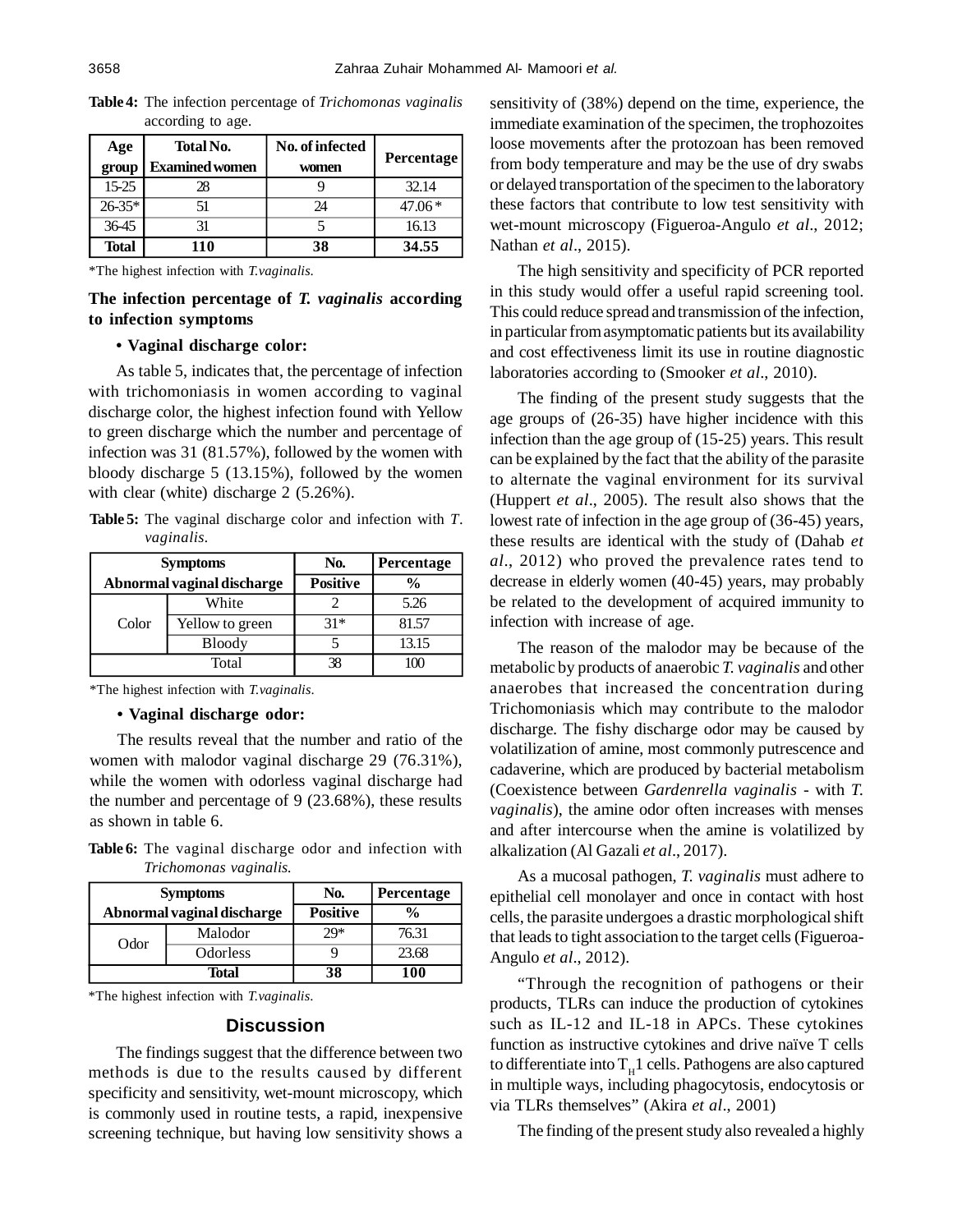**Table 4:** The infection percentage of *Trichomonas vaginalis* according to age.

| Age group | Total No. Examined women | No. of infected women | Percentage |
|---|---|---|---|
| 15-25 | 28 | 9 | 32.14 |
| 26-35* | 51 | 24 | 47.06 * |
| 36-45 | 31 | 5 | 16.13 |
| **Total** | **110** | **38** | **34.55** |

*The highest infection with *T.vaginalis*.

### The infection percentage of *T. vaginalis* according to infection symptoms

#### • Vaginal discharge color:

As table 5, indicates that, the percentage of infection with trichomoniasis in women according to vaginal discharge color, the highest infection found with Yellow to green discharge which the number and percentage of infection was 31 (81.57%), followed by the women with bloody discharge 5 (13.15%), followed by the women with clear (white) discharge 2 (5.26%).

**Table 5:** The vaginal discharge color and infection with *T. vaginalis*.

| Symptoms | | No. | Percentage |
|---|---|---|---|
| Abnormal vaginal discharge | | Positive | % |
| Color | White | 2 | 5.26 |
| | Yellow to green | 31* | 81.57 |
| | Bloody | 5 | 13.15 |
| Total | | 38 | 100 |

*The highest infection with *T.vaginalis*.

#### • Vaginal discharge odor:

The results reveal that the number and ratio of the women with malodor vaginal discharge 29 (76.31%), while the women with odorless vaginal discharge had the number and percentage of 9 (23.68%), these results as shown in table 6.

**Table 6:** The vaginal discharge odor and infection with *Trichomonas vaginalis.*

| Symptoms | | No. | Percentage |
|---|---|---|---|
| Abnormal vaginal discharge | | Positive | % |
| Odor | Malodor | 29* | 76.31 |
| | Odorless | 9 | 23.68 |
| **Total** | | **38** | **100** |

*The highest infection with *T.vaginalis*.

## Discussion

The findings suggest that the difference between two methods is due to the results caused by different specificity and sensitivity, wet-mount microscopy, which is commonly used in routine tests, a rapid, inexpensive screening technique, but having low sensitivity shows a sensitivity of (38%) depend on the time, experience, the immediate examination of the specimen, the trophozoites loose movements after the protozoan has been removed from body temperature and may be the use of dry swabs or delayed transportation of the specimen to the laboratory these factors that contribute to low test sensitivity with wet-mount microscopy (Figueroa-Angulo *et al*., 2012; Nathan *et al*., 2015).

The high sensitivity and specificity of PCR reported in this study would offer a useful rapid screening tool. This could reduce spread and transmission of the infection, in particular from asymptomatic patients but its availability and cost effectiveness limit its use in routine diagnostic laboratories according to (Smooker *et al*., 2010).

The finding of the present study suggests that the age groups of (26-35) have higher incidence with this infection than the age group of (15-25) years. This result can be explained by the fact that the ability of the parasite to alternate the vaginal environment for its survival (Huppert *et al*., 2005). The result also shows that the lowest rate of infection in the age group of (36-45) years, these results are identical with the study of (Dahab *et al*., 2012) who proved the prevalence rates tend to decrease in elderly women (40-45) years, may probably be related to the development of acquired immunity to infection with increase of age.

The reason of the malodor may be because of the metabolic by products of anaerobic *T. vaginalis* and other anaerobes that increased the concentration during Trichomoniasis which may contribute to the malodor discharge. The fishy discharge odor may be caused by volatilization of amine, most commonly putrescence and cadaverine, which are produced by bacterial metabolism (Coexistence between *Gardenrella vaginalis* - with *T. vaginalis*), the amine odor often increases with menses and after intercourse when the amine is volatilized by alkalization (Al Gazali *et al*., 2017).

As a mucosal pathogen, *T. vaginalis* must adhere to epithelial cell monolayer and once in contact with host cells, the parasite undergoes a drastic morphological shift that leads to tight association to the target cells (Figueroa-Angulo *et al*., 2012).

"Through the recognition of pathogens or their products, TLRs can induce the production of cytokines such as IL-12 and IL-18 in APCs. These cytokines function as instructive cytokines and drive naïve T cells to differentiate into $T_H1$ cells. Pathogens are also captured in multiple ways, including phagocytosis, endocytosis or via TLRs themselves" (Akira *et al*., 2001)

The finding of the present study also revealed a highly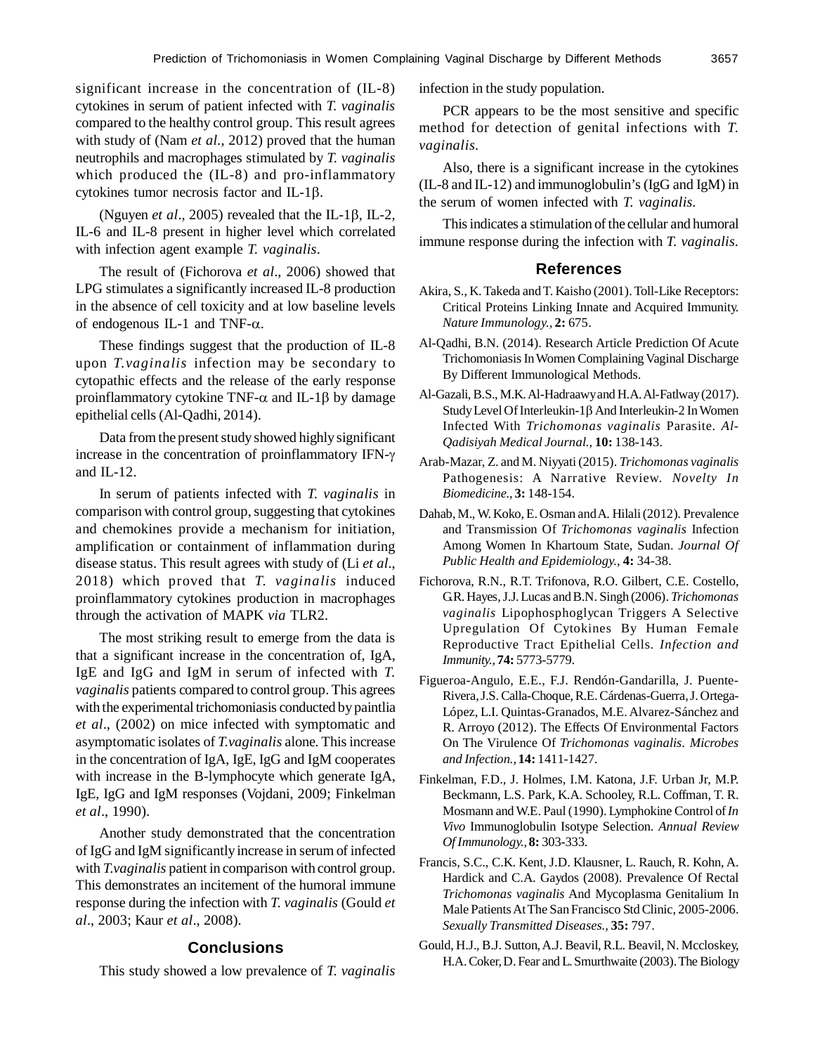significant increase in the concentration of (IL-8) cytokines in serum of patient infected with *T. vaginalis* compared to the healthy control group. This result agrees with study of (Nam *et al*., 2012) proved that the human neutrophils and macrophages stimulated by *T. vaginalis* which produced the (IL-8) and pro-inflammatory cytokines tumor necrosis factor and IL-1β.

(Nguyen *et al*., 2005) revealed that the IL-1β, IL-2, IL-6 and IL-8 present in higher level which correlated with infection agent example *T. vaginalis*.

The result of (Fichorova *et al*., 2006) showed that LPG stimulates a significantly increased IL-8 production in the absence of cell toxicity and at low baseline levels of endogenous IL-1 and TNF-α.

These findings suggest that the production of IL-8 upon *T.vaginalis* infection may be secondary to cytopathic effects and the release of the early response proinflammatory cytokine TNF-α and IL-1β by damage epithelial cells (Al-Qadhi, 2014).

Data from the present study showed highly significant increase in the concentration of proinflammatory IFN-γ and IL-12.

In serum of patients infected with *T. vaginalis* in comparison with control group, suggesting that cytokines and chemokines provide a mechanism for initiation, amplification or containment of inflammation during disease status. This result agrees with study of (Li *et al*., 2018) which proved that *T. vaginalis* induced proinflammatory cytokines production in macrophages through the activation of MAPK *via* TLR2.

The most striking result to emerge from the data is that a significant increase in the concentration of, IgA, IgE and IgG and IgM in serum of infected with *T. vaginalis* patients compared to control group. This agrees with the experimental trichomoniasis conducted by paintlia *et al*., (2002) on mice infected with symptomatic and asymptomatic isolates of *T.vaginalis* alone. This increase in the concentration of IgA, IgE, IgG and IgM cooperates with increase in the B-lymphocyte which generate IgA, IgE, IgG and IgM responses (Vojdani, 2009; Finkelman *et al*., 1990).

Another study demonstrated that the concentration of IgG and IgM significantly increase in serum of infected with *T.vaginalis* patient in comparison with control group. This demonstrates an incitement of the humoral immune response during the infection with *T. vaginalis* (Gould *et al*., 2003; Kaur *et al*., 2008).

## Conclusions

This study showed a low prevalence of *T. vaginalis* infection in the study population.

PCR appears to be the most sensitive and specific method for detection of genital infections with *T. vaginalis*.

Also, there is a significant increase in the cytokines (IL-8 and IL-12) and immunoglobulin's (IgG and IgM) in the serum of women infected with *T. vaginalis*.

This indicates a stimulation of the cellular and humoral immune response during the infection with *T. vaginalis*.

## References

Akira, S., K. Takeda and T. Kaisho (2001). Toll-Like Receptors: Critical Proteins Linking Innate and Acquired Immunity. *Nature Immunology.*, **2:** 675.

Al-Qadhi, B.N. (2014). Research Article Prediction Of Acute Trichomoniasis In Women Complaining Vaginal Discharge By Different Immunological Methods.

Al-Gazali, B.S., M.K. Al-Hadraawy and H.A. Al-Fatlway (2017). Study Level Of Interleukin-1β And Interleukin-2 In Women Infected With *Trichomonas vaginalis* Parasite. *Al-Qadisiyah Medical Journal.*, **10:** 138-143.

Arab-Mazar, Z. and M. Niyyati (2015). *Trichomonas vaginalis* Pathogenesis: A Narrative Review. *Novelty In Biomedicine.*, **3:** 148-154.

Dahab, M., W. Koko, E. Osman and A. Hilali (2012). Prevalence and Transmission Of *Trichomonas vaginalis* Infection Among Women In Khartoum State, Sudan. *Journal Of Public Health and Epidemiology.*, **4:** 34-38.

Fichorova, R.N., R.T. Trifonova, R.O. Gilbert, C.E. Costello, G.R. Hayes, J.J. Lucas and B.N. Singh (2006). *Trichomonas vaginalis* Lipophosphoglycan Triggers A Selective Upregulation Of Cytokines By Human Female Reproductive Tract Epithelial Cells. *Infection and Immunity.*, **74:** 5773-5779.

Figueroa-Angulo, E.E., F.J. Rendón-Gandarilla, J. Puente-Rivera, J.S. Calla-Choque, R.E. Cárdenas-Guerra, J. Ortega-López, L.I. Quintas-Granados, M.E. Alvarez-Sánchez and R. Arroyo (2012). The Effects Of Environmental Factors On The Virulence Of *Trichomonas vaginalis*. *Microbes and Infection.*, **14:** 1411-1427.

Finkelman, F.D., J. Holmes, I.M. Katona, J.F. Urban Jr, M.P. Beckmann, L.S. Park, K.A. Schooley, R.L. Coffman, T. R. Mosmann and W.E. Paul (1990). Lymphokine Control of *In Vivo* Immunoglobulin Isotype Selection. *Annual Review Of Immunology.*, **8:** 303-333.

Francis, S.C., C.K. Kent, J.D. Klausner, L. Rauch, R. Kohn, A. Hardick and C.A. Gaydos (2008). Prevalence Of Rectal *Trichomonas vaginalis* And Mycoplasma Genitalium In Male Patients At The San Francisco Std Clinic, 2005-2006. *Sexually Transmitted Diseases.*, **35:** 797.

Gould, H.J., B.J. Sutton, A.J. Beavil, R.L. Beavil, N. Mccloskey, H.A. Coker, D. Fear and L. Smurthwaite (2003). The Biology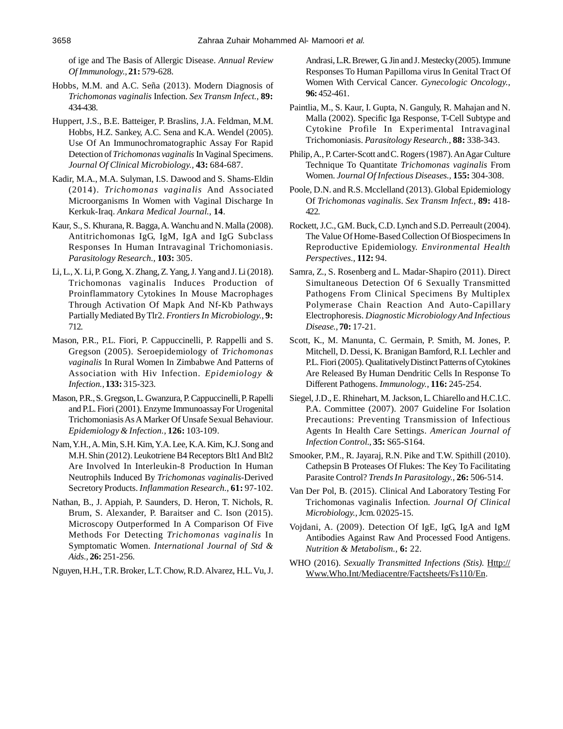of ige and The Basis of Allergic Disease. *Annual Review Of Immunology.,* **21:** 579-628.

Hobbs, M.M. and A.C. Seña (2013). Modern Diagnosis of *Trichomonas vaginalis* Infection. *Sex Transm Infect.,* **89:** 434-438.

Huppert, J.S., B.E. Batteiger, P. Braslins, J.A. Feldman, M.M. Hobbs, H.Z. Sankey, A.C. Sena and K.A. Wendel (2005). Use Of An Immunochromatographic Assay For Rapid Detection of *Trichomonas vaginalis* In Vaginal Specimens. *Journal Of Clinical Microbiology.,* **43:** 684-687.

Kadir, M.A., M.A. Sulyman, I.S. Dawood and S. Shams-Eldin (2014). *Trichomonas vaginalis* And Associated Microorganisms In Women with Vaginal Discharge In Kerkuk-Iraq. *Ankara Medical Journal.,* **14**.

Kaur, S., S. Khurana, R. Bagga, A. Wanchu and N. Malla (2008). Antitrichomonas IgG, IgM, IgA and IgG Subclass Responses In Human Intravaginal Trichomoniasis. *Parasitology Research.,* **103:** 305.

Li, L., X. Li, P. Gong, X. Zhang, Z. Yang, J. Yang and J. Li (2018). Trichomonas vaginalis Induces Production of Proinflammatory Cytokines In Mouse Macrophages Through Activation Of Mapk And Nf-Kb Pathways Partially Mediated By Tlr2. *Frontiers In Microbiology.,* **9:** 712.

Mason, P.R., P.L. Fiori, P. Cappuccinelli, P. Rappelli and S. Gregson (2005). Seroepidemiology of *Trichomonas vaginalis* In Rural Women In Zimbabwe And Patterns of Association with Hiv Infection. *Epidemiology & Infection.,* **133:** 315-323.

Mason, P.R., S. Gregson, L. Gwanzura, P. Cappuccinelli, P. Rapelli and P.L. Fiori (2001). Enzyme Immunoassay For Urogenital Trichomoniasis As A Marker Of Unsafe Sexual Behaviour. *Epidemiology & Infection.,* **126:** 103-109.

Nam, Y.H., A. Min, S.H. Kim, Y.A. Lee, K.A. Kim, K.J. Song and M.H. Shin (2012). Leukotriene B4 Receptors Blt1 And Blt2 Are Involved In Interleukin-8 Production In Human Neutrophils Induced By *Trichomonas vaginalis*-Derived Secretory Products. *Inflammation Research.,* **61:** 97-102.

Nathan, B., J. Appiah, P. Saunders, D. Heron, T. Nichols, R. Brum, S. Alexander, P. Baraitser and C. Ison (2015). Microscopy Outperformed In A Comparison Of Five Methods For Detecting *Trichomonas vaginalis* In Symptomatic Women. *International Journal of Std & Aids.,* **26:** 251-256.

Nguyen, H.H., T.R. Broker, L.T. Chow, R.D. Alvarez, H.L. Vu, J. Andrasi, L.R. Brewer, G. Jin and J. Mestecky (2005). Immune Responses To Human Papilloma virus In Genital Tract Of Women With Cervical Cancer. *Gynecologic Oncology.,* **96:** 452-461.

Paintlia, M., S. Kaur, I. Gupta, N. Ganguly, R. Mahajan and N. Malla (2002). Specific Iga Response, T-Cell Subtype and Cytokine Profile In Experimental Intravaginal Trichomoniasis. *Parasitology Research.,* **88:** 338-343.

Philip, A., P. Carter-Scott and C. Rogers (1987). An Agar Culture Technique To Quantitate *Trichomonas vaginalis* From Women. *Journal Of Infectious Diseases.,* **155:** 304-308.

Poole, D.N. and R.S. Mcclelland (2013). Global Epidemiology Of *Trichomonas vaginalis*. *Sex Transm Infect.,* **89:** 418-422.

Rockett, J.C., G.M. Buck, C.D. Lynch and S.D. Perreault (2004). The Value Of Home-Based Collection Of Biospecimens In Reproductive Epidemiology. *Environmental Health Perspectives.,* **112:** 94.

Samra, Z., S. Rosenberg and L. Madar-Shapiro (2011). Direct Simultaneous Detection Of 6 Sexually Transmitted Pathogens From Clinical Specimens By Multiplex Polymerase Chain Reaction And Auto-Capillary Electrophoresis. *Diagnostic Microbiology And Infectious Disease.,* **70:** 17-21.

Scott, K., M. Manunta, C. Germain, P. Smith, M. Jones, P. Mitchell, D. Dessi, K. Branigan Bamford, R.I. Lechler and P.L. Fiori (2005). Qualitatively Distinct Patterns of Cytokines Are Released By Human Dendritic Cells In Response To Different Pathogens. *Immunology.,* **116:** 245-254.

Siegel, J.D., E. Rhinehart, M. Jackson, L. Chiarello and H.C.I.C. P.A. Committee (2007). 2007 Guideline For Isolation Precautions: Preventing Transmission of Infectious Agents In Health Care Settings. *American Journal of Infection Control.,* **35:** S65-S164.

Smooker, P.M., R. Jayaraj, R.N. Pike and T.W. Spithill (2010). Cathepsin B Proteases Of Flukes: The Key To Facilitating Parasite Control? *Trends In Parasitology.,* **26:** 506-514.

Van Der Pol, B. (2015). Clinical And Laboratory Testing For Trichomonas vaginalis Infection. *Journal Of Clinical Microbiology.,* Jcm. 02025-15.

Vojdani, A. (2009). Detection Of IgE, IgG, IgA and IgM Antibodies Against Raw And Processed Food Antigens. *Nutrition & Metabolism.,* **6:** 22.

WHO (2016). *Sexually Transmitted Infections (Stis).* Http://Www.Who.Int/Mediacentre/Factsheets/Fs110/En.